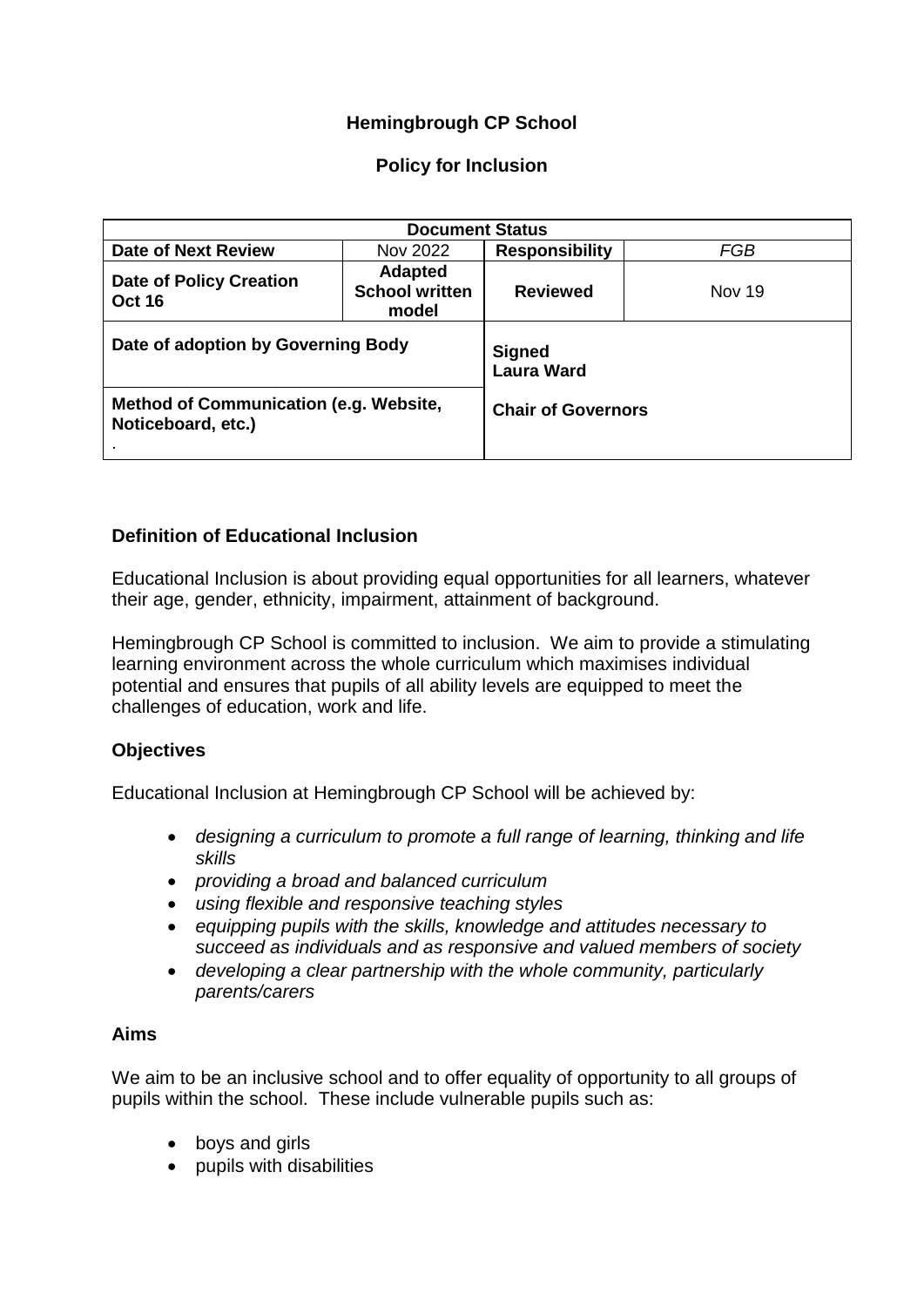**Hemingbrough CP School**

**Policy for Inclusion**

| **Document Status** | | | |
|---|---|---|---|
| **Date of Next Review** | Nov 2022 | **Responsibility** | *FGB* |
| **Date of Policy Creation Oct 16** | **Adapted School written model** | **Reviewed** | Nov 19 |
| **Date of adoption by Governing Body** | | **Signed Laura Ward** | |
| **Method of Communication (e.g. Website, Noticeboard, etc.)** . | | **Chair of Governors** | |

## Definition of Educational Inclusion

Educational Inclusion is about providing equal opportunities for all learners, whatever their age, gender, ethnicity, impairment, attainment of background.

Hemingbrough CP School is committed to inclusion. We aim to provide a stimulating learning environment across the whole curriculum which maximises individual potential and ensures that pupils of all ability levels are equipped to meet the challenges of education, work and life.

## Objectives

Educational Inclusion at Hemingbrough CP School will be achieved by:

- *designing a curriculum to promote a full range of learning, thinking and life skills*
- *providing a broad and balanced curriculum*
- *using flexible and responsive teaching styles*
- *equipping pupils with the skills, knowledge and attitudes necessary to succeed as individuals and as responsive and valued members of society*
- *developing a clear partnership with the whole community, particularly parents/carers*

## Aims

We aim to be an inclusive school and to offer equality of opportunity to all groups of pupils within the school. These include vulnerable pupils such as:

- boys and girls
- pupils with disabilities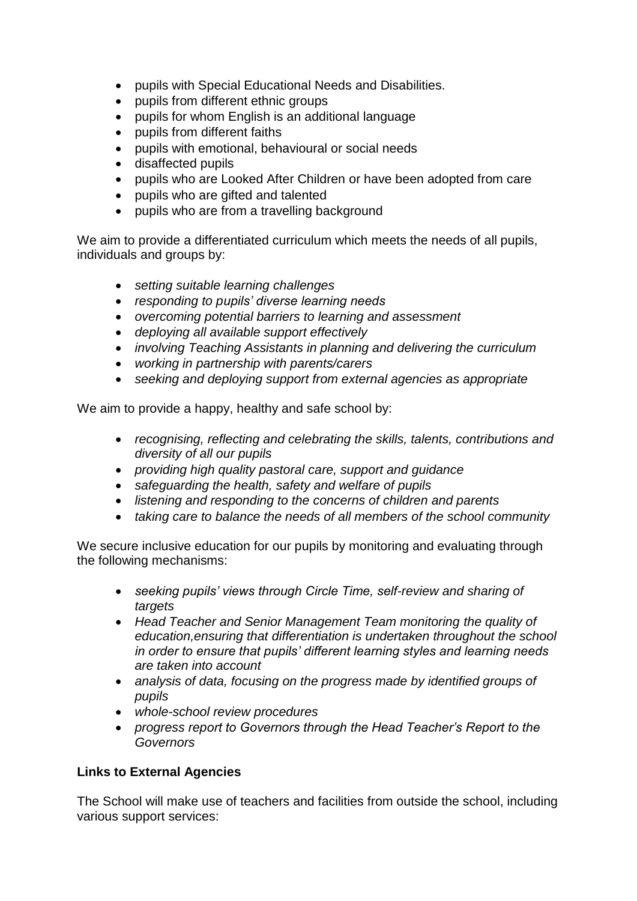- pupils with Special Educational Needs and Disabilities.
- pupils from different ethnic groups
- pupils for whom English is an additional language
- pupils from different faiths
- pupils with emotional, behavioural or social needs
- disaffected pupils
- pupils who are Looked After Children or have been adopted from care
- pupils who are gifted and talented
- pupils who are from a travelling background

We aim to provide a differentiated curriculum which meets the needs of all pupils, individuals and groups by:

- *setting suitable learning challenges*
- *responding to pupils' diverse learning needs*
- *overcoming potential barriers to learning and assessment*
- *deploying all available support effectively*
- *involving Teaching Assistants in planning and delivering the curriculum*
- *working in partnership with parents/carers*
- *seeking and deploying support from external agencies as appropriate*

We aim to provide a happy, healthy and safe school by:

- *recognising, reflecting and celebrating the skills, talents, contributions and diversity of all our pupils*
- *providing high quality pastoral care, support and guidance*
- *safeguarding the health, safety and welfare of pupils*
- *listening and responding to the concerns of children and parents*
- *taking care to balance the needs of all members of the school community*

We secure inclusive education for our pupils by monitoring and evaluating through the following mechanisms:

- *seeking pupils' views through Circle Time, self-review and sharing of targets*
- *Head Teacher and Senior Management Team monitoring the quality of education,ensuring that differentiation is undertaken throughout the school in order to ensure that pupils' different learning styles and learning needs are taken into account*
- *analysis of data, focusing on the progress made by identified groups of pupils*
- *whole-school review procedures*
- *progress report to Governors through the Head Teacher's Report to the Governors*

**Links to External Agencies**

The School will make use of teachers and facilities from outside the school, including various support services: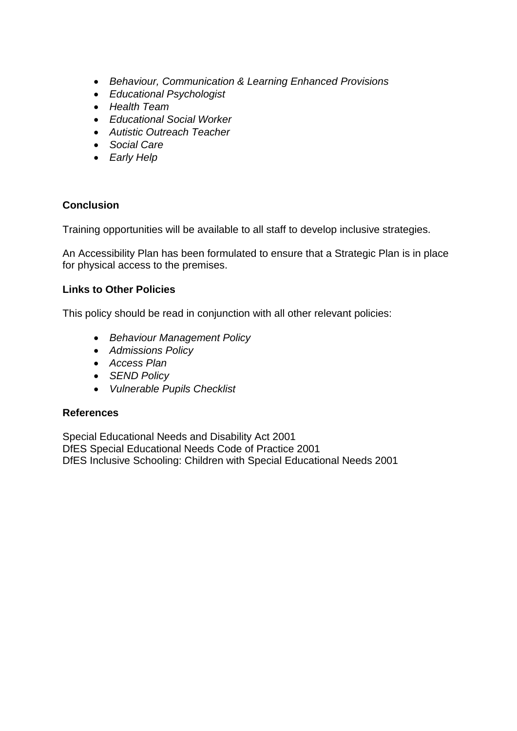- *Behaviour, Communication & Learning Enhanced Provisions*
- *Educational Psychologist*
- *Health Team*
- *Educational Social Worker*
- *Autistic Outreach Teacher*
- *Social Care*
- *Early Help*

**Conclusion**

Training opportunities will be available to all staff to develop inclusive strategies.

An Accessibility Plan has been formulated to ensure that a Strategic Plan is in place for physical access to the premises.

**Links to Other Policies**

This policy should be read in conjunction with all other relevant policies:

- *Behaviour Management Policy*
- *Admissions Policy*
- *Access Plan*
- *SEND Policy*
- *Vulnerable Pupils Checklist*

**References**

Special Educational Needs and Disability Act 2001
DfES Special Educational Needs Code of Practice 2001
DfES Inclusive Schooling: Children with Special Educational Needs 2001